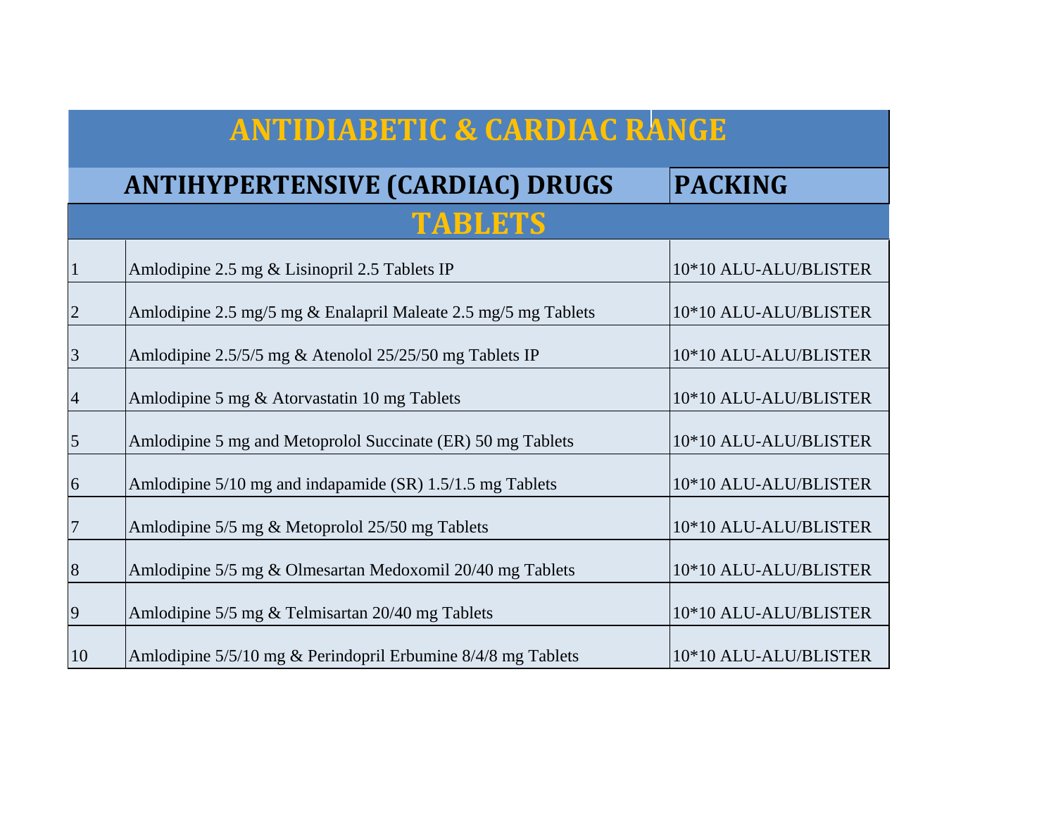# ANTIDIABETIC & CARDIAC RANGE

| | ANTIHYPERTENSIVE (CARDIAC) DRUGS | PACKING |
|---|---|---|
| | **TABLETS** | |
| 1 | Amlodipine 2.5 mg & Lisinopril 2.5 Tablets IP | 10*10 ALU-ALU/BLISTER |
| 2 | Amlodipine 2.5 mg/5 mg & Enalapril Maleate 2.5 mg/5 mg Tablets | 10*10 ALU-ALU/BLISTER |
| 3 | Amlodipine 2.5/5/5 mg & Atenolol 25/25/50 mg Tablets IP | 10*10 ALU-ALU/BLISTER |
| 4 | Amlodipine 5 mg & Atorvastatin 10 mg Tablets | 10*10 ALU-ALU/BLISTER |
| 5 | Amlodipine 5 mg and Metoprolol Succinate (ER) 50 mg Tablets | 10*10 ALU-ALU/BLISTER |
| 6 | Amlodipine 5/10 mg and indapamide (SR) 1.5/1.5 mg Tablets | 10*10 ALU-ALU/BLISTER |
| 7 | Amlodipine 5/5 mg & Metoprolol 25/50 mg Tablets | 10*10 ALU-ALU/BLISTER |
| 8 | Amlodipine 5/5 mg & Olmesartan Medoxomil 20/40 mg Tablets | 10*10 ALU-ALU/BLISTER |
| 9 | Amlodipine 5/5 mg & Telmisartan 20/40 mg Tablets | 10*10 ALU-ALU/BLISTER |
| 10 | Amlodipine 5/5/10 mg & Perindopril Erbumine 8/4/8 mg Tablets | 10*10 ALU-ALU/BLISTER |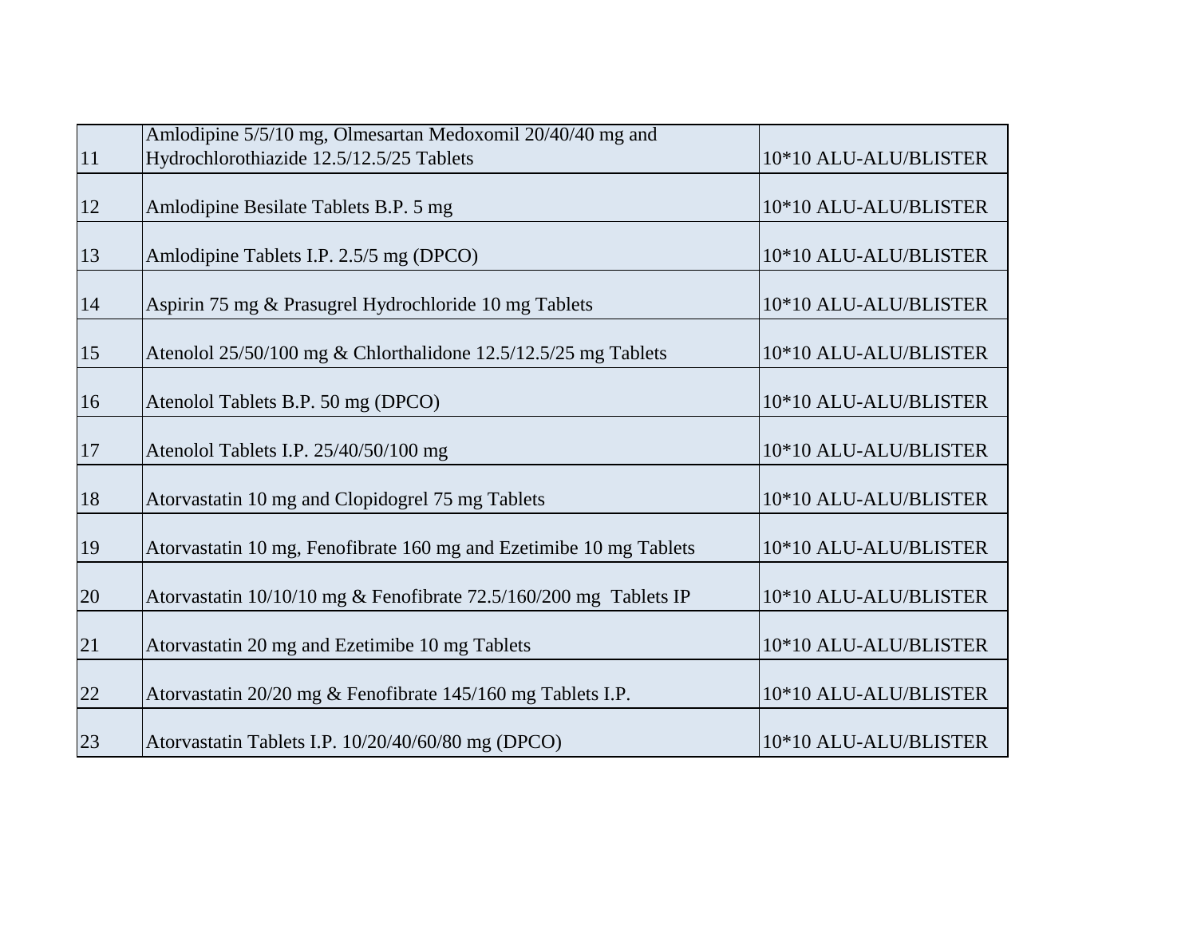| | | |
|---|---|---|
| 11 | Amlodipine 5/5/10 mg, Olmesartan Medoxomil 20/40/40 mg and Hydrochlorothiazide 12.5/12.5/25 Tablets | 10*10 ALU-ALU/BLISTER |
| 12 | Amlodipine Besilate Tablets B.P. 5 mg | 10*10 ALU-ALU/BLISTER |
| 13 | Amlodipine Tablets I.P. 2.5/5 mg (DPCO) | 10*10 ALU-ALU/BLISTER |
| 14 | Aspirin 75 mg & Prasugrel Hydrochloride 10 mg Tablets | 10*10 ALU-ALU/BLISTER |
| 15 | Atenolol 25/50/100 mg & Chlorthalidone 12.5/12.5/25 mg Tablets | 10*10 ALU-ALU/BLISTER |
| 16 | Atenolol Tablets B.P. 50 mg (DPCO) | 10*10 ALU-ALU/BLISTER |
| 17 | Atenolol Tablets I.P. 25/40/50/100 mg | 10*10 ALU-ALU/BLISTER |
| 18 | Atorvastatin 10 mg and Clopidogrel 75 mg Tablets | 10*10 ALU-ALU/BLISTER |
| 19 | Atorvastatin 10 mg, Fenofibrate 160 mg and Ezetimibe 10 mg Tablets | 10*10 ALU-ALU/BLISTER |
| 20 | Atorvastatin 10/10/10 mg & Fenofibrate 72.5/160/200 mg Tablets IP | 10*10 ALU-ALU/BLISTER |
| 21 | Atorvastatin 20 mg and Ezetimibe 10 mg Tablets | 10*10 ALU-ALU/BLISTER |
| 22 | Atorvastatin 20/20 mg & Fenofibrate 145/160 mg Tablets I.P. | 10*10 ALU-ALU/BLISTER |
| 23 | Atorvastatin Tablets I.P. 10/20/40/60/80 mg (DPCO) | 10*10 ALU-ALU/BLISTER |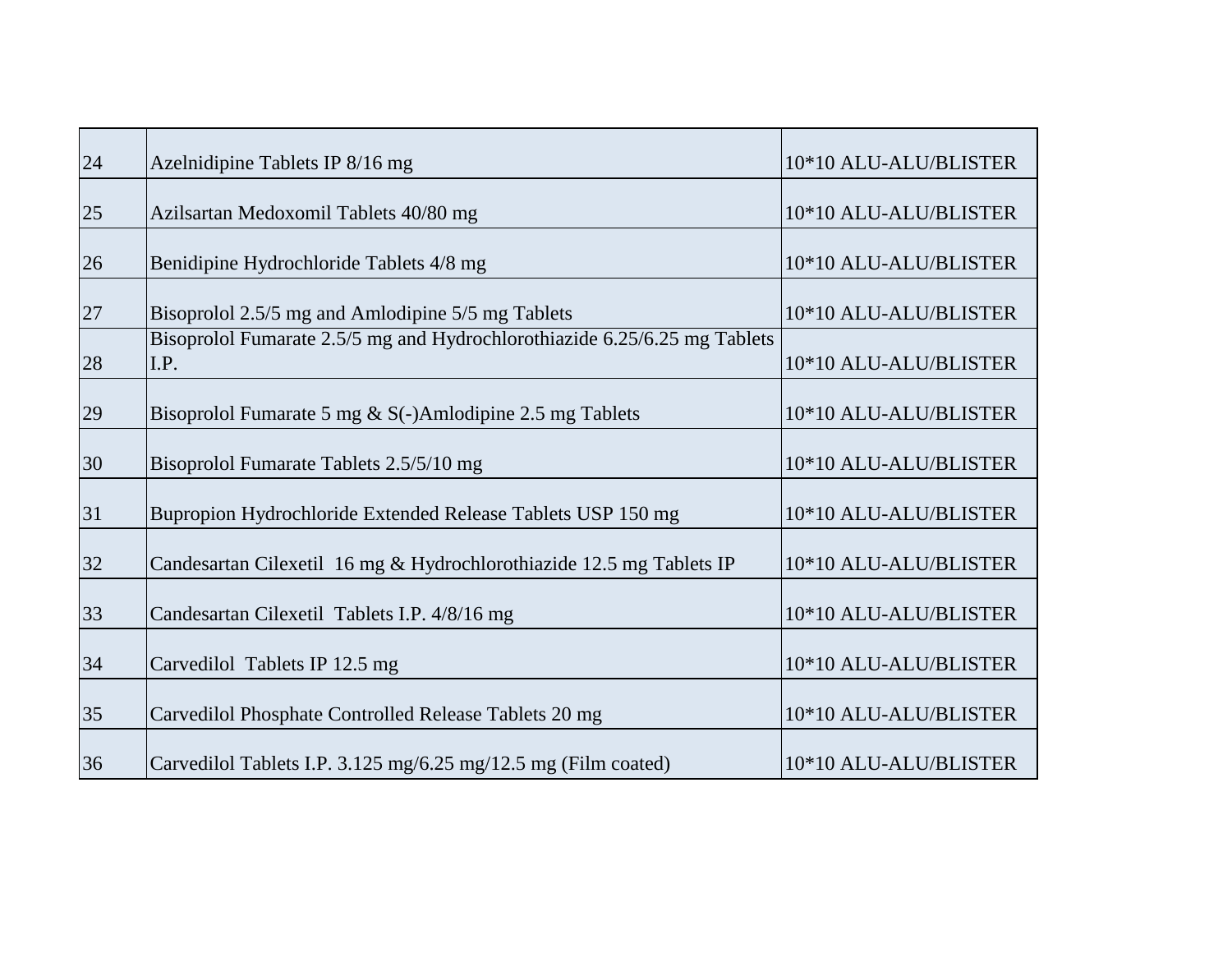| | | |
|---|---|---|
| 24 | Azelnidipine Tablets IP 8/16 mg | 10*10 ALU-ALU/BLISTER |
| 25 | Azilsartan Medoxomil Tablets 40/80 mg | 10*10 ALU-ALU/BLISTER |
| 26 | Benidipine Hydrochloride Tablets 4/8 mg | 10*10 ALU-ALU/BLISTER |
| 27 | Bisoprolol 2.5/5 mg and Amlodipine 5/5 mg Tablets | 10*10 ALU-ALU/BLISTER |
| 28 | Bisoprolol Fumarate 2.5/5 mg and Hydrochlorothiazide 6.25/6.25 mg Tablets I.P. | 10*10 ALU-ALU/BLISTER |
| 29 | Bisoprolol Fumarate 5 mg & S(-)Amlodipine 2.5 mg Tablets | 10*10 ALU-ALU/BLISTER |
| 30 | Bisoprolol Fumarate Tablets 2.5/5/10 mg | 10*10 ALU-ALU/BLISTER |
| 31 | Bupropion Hydrochloride Extended Release Tablets USP 150 mg | 10*10 ALU-ALU/BLISTER |
| 32 | Candesartan Cilexetil 16 mg & Hydrochlorothiazide 12.5 mg Tablets IP | 10*10 ALU-ALU/BLISTER |
| 33 | Candesartan Cilexetil Tablets I.P. 4/8/16 mg | 10*10 ALU-ALU/BLISTER |
| 34 | Carvedilol Tablets IP 12.5 mg | 10*10 ALU-ALU/BLISTER |
| 35 | Carvedilol Phosphate Controlled Release Tablets 20 mg | 10*10 ALU-ALU/BLISTER |
| 36 | Carvedilol Tablets I.P. 3.125 mg/6.25 mg/12.5 mg (Film coated) | 10*10 ALU-ALU/BLISTER |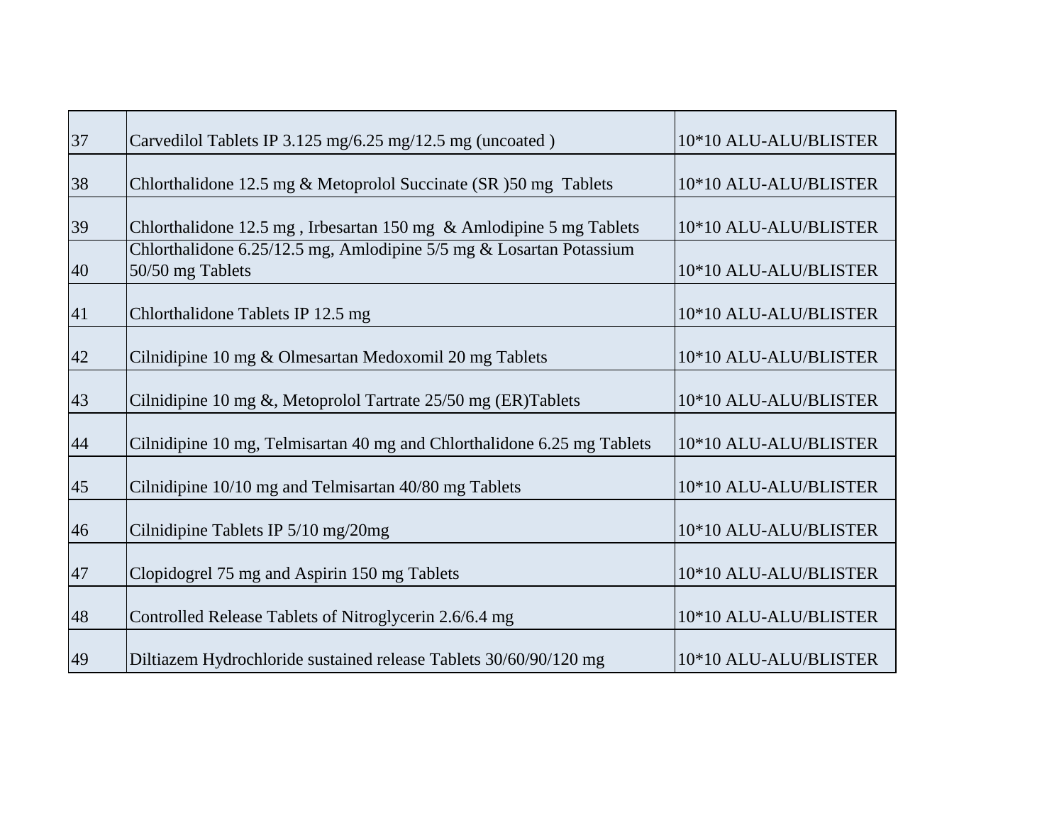| | | |
|---|---|---|
| 37 | Carvedilol Tablets IP 3.125 mg/6.25 mg/12.5 mg (uncoated ) | 10*10 ALU-ALU/BLISTER |
| 38 | Chlorthalidone 12.5 mg & Metoprolol Succinate (SR )50 mg Tablets | 10*10 ALU-ALU/BLISTER |
| 39 | Chlorthalidone 12.5 mg , Irbesartan 150 mg & Amlodipine 5 mg Tablets | 10*10 ALU-ALU/BLISTER |
| 40 | Chlorthalidone 6.25/12.5 mg, Amlodipine 5/5 mg & Losartan Potassium 50/50 mg Tablets | 10*10 ALU-ALU/BLISTER |
| 41 | Chlorthalidone Tablets IP 12.5 mg | 10*10 ALU-ALU/BLISTER |
| 42 | Cilnidipine 10 mg & Olmesartan Medoxomil 20 mg Tablets | 10*10 ALU-ALU/BLISTER |
| 43 | Cilnidipine 10 mg &, Metoprolol Tartrate 25/50 mg (ER)Tablets | 10*10 ALU-ALU/BLISTER |
| 44 | Cilnidipine 10 mg, Telmisartan 40 mg and Chlorthalidone 6.25 mg Tablets | 10*10 ALU-ALU/BLISTER |
| 45 | Cilnidipine 10/10 mg and Telmisartan 40/80 mg Tablets | 10*10 ALU-ALU/BLISTER |
| 46 | Cilnidipine Tablets IP 5/10 mg/20mg | 10*10 ALU-ALU/BLISTER |
| 47 | Clopidogrel 75 mg and Aspirin 150 mg Tablets | 10*10 ALU-ALU/BLISTER |
| 48 | Controlled Release Tablets of Nitroglycerin 2.6/6.4 mg | 10*10 ALU-ALU/BLISTER |
| 49 | Diltiazem Hydrochloride sustained release Tablets 30/60/90/120 mg | 10*10 ALU-ALU/BLISTER |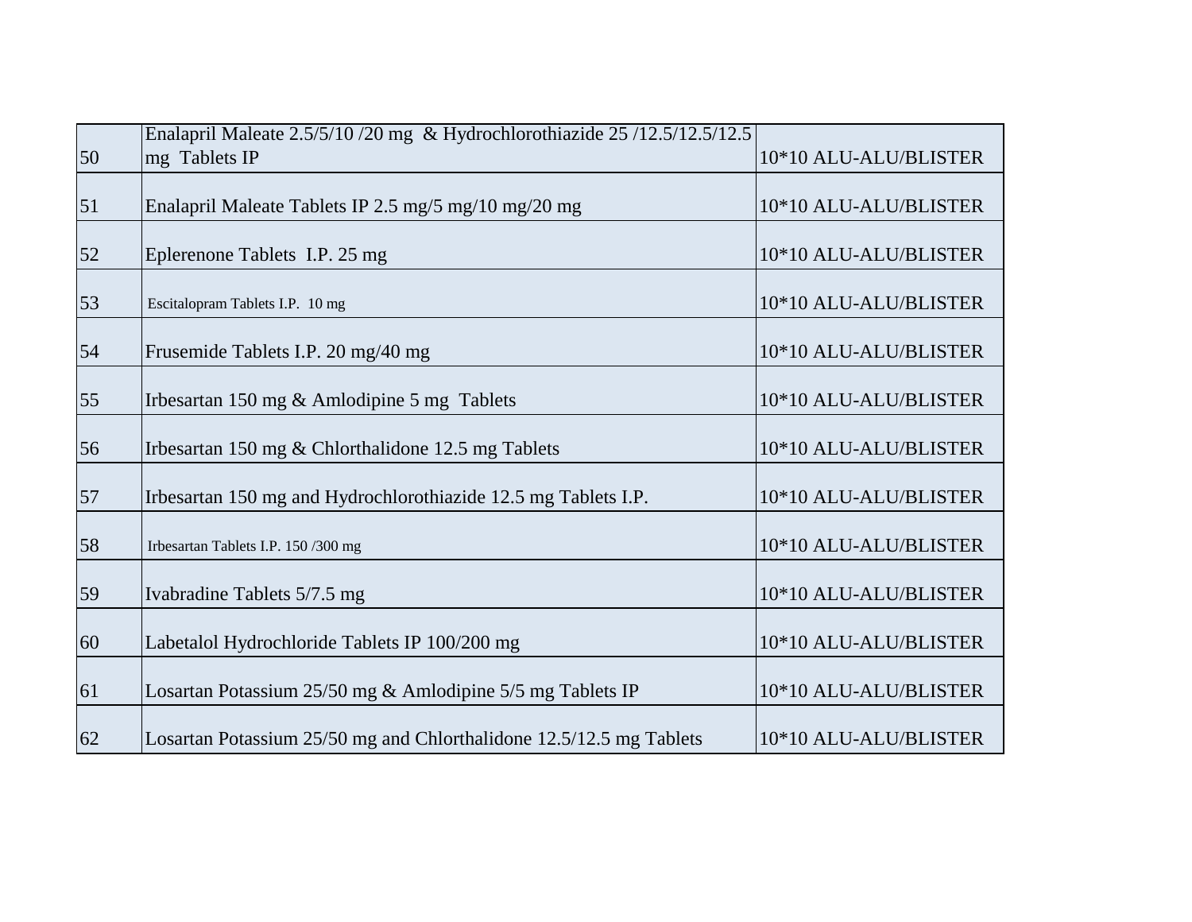| | | |
|---|---|---|
| 50 | Enalapril Maleate 2.5/5/10 /20 mg & Hydrochlorothiazide 25 /12.5/12.5/12.5 mg Tablets IP | 10*10 ALU-ALU/BLISTER |
| 51 | Enalapril Maleate Tablets IP 2.5 mg/5 mg/10 mg/20 mg | 10*10 ALU-ALU/BLISTER |
| 52 | Eplerenone Tablets I.P. 25 mg | 10*10 ALU-ALU/BLISTER |
| 53 | Escitalopram Tablets I.P. 10 mg | 10*10 ALU-ALU/BLISTER |
| 54 | Frusemide Tablets I.P. 20 mg/40 mg | 10*10 ALU-ALU/BLISTER |
| 55 | Irbesartan 150 mg & Amlodipine 5 mg Tablets | 10*10 ALU-ALU/BLISTER |
| 56 | Irbesartan 150 mg & Chlorthalidone 12.5 mg Tablets | 10*10 ALU-ALU/BLISTER |
| 57 | Irbesartan 150 mg and Hydrochlorothiazide 12.5 mg Tablets I.P. | 10*10 ALU-ALU/BLISTER |
| 58 | Irbesartan Tablets I.P. 150 /300 mg | 10*10 ALU-ALU/BLISTER |
| 59 | Ivabradine Tablets 5/7.5 mg | 10*10 ALU-ALU/BLISTER |
| 60 | Labetalol Hydrochloride Tablets IP 100/200 mg | 10*10 ALU-ALU/BLISTER |
| 61 | Losartan Potassium 25/50 mg & Amlodipine 5/5 mg Tablets IP | 10*10 ALU-ALU/BLISTER |
| 62 | Losartan Potassium 25/50 mg and Chlorthalidone 12.5/12.5 mg Tablets | 10*10 ALU-ALU/BLISTER |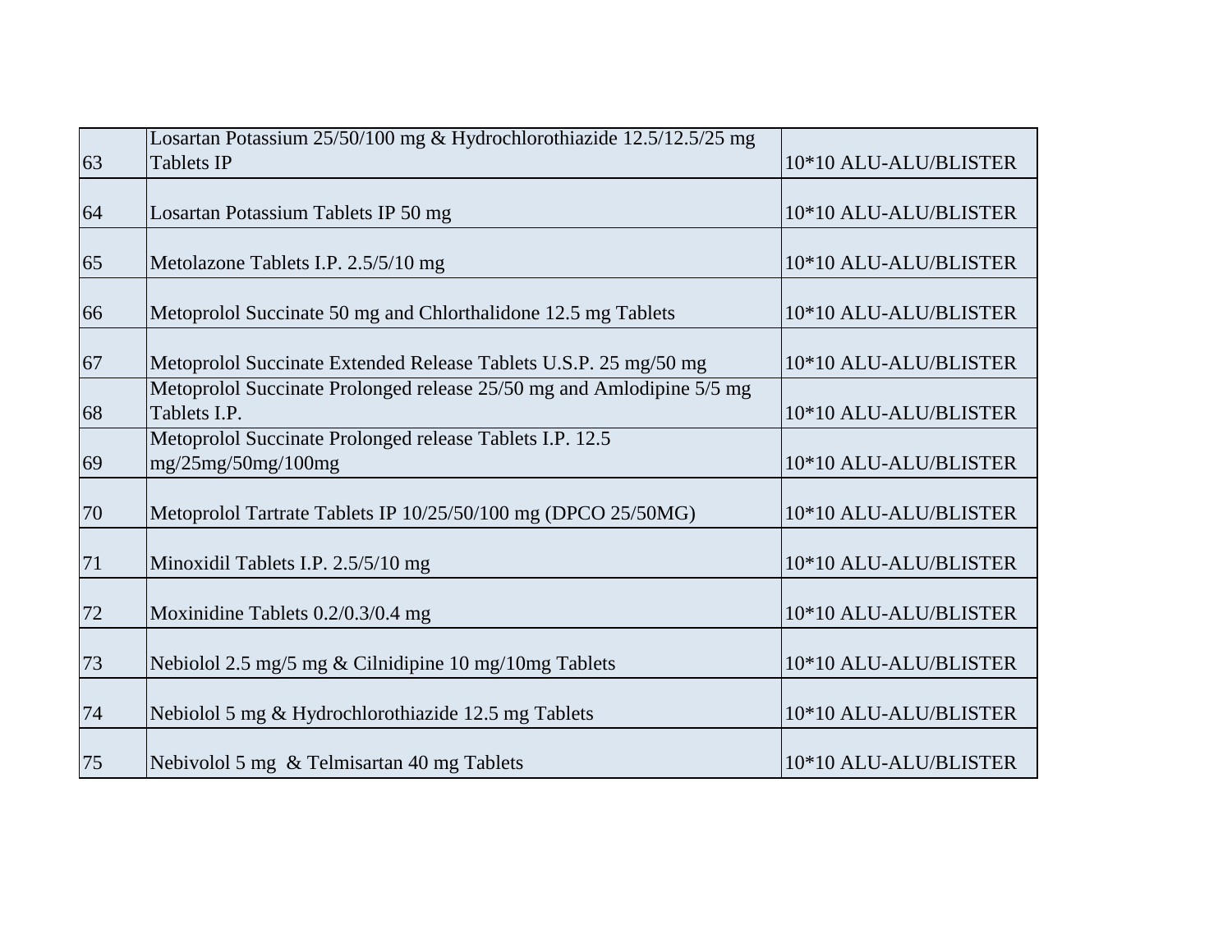| | | |
|---|---|---|
| 63 | Losartan Potassium 25/50/100 mg & Hydrochlorothiazide 12.5/12.5/25 mg Tablets IP | 10*10 ALU-ALU/BLISTER |
| 64 | Losartan Potassium Tablets IP 50 mg | 10*10 ALU-ALU/BLISTER |
| 65 | Metolazone Tablets I.P. 2.5/5/10 mg | 10*10 ALU-ALU/BLISTER |
| 66 | Metoprolol Succinate 50 mg and Chlorthalidone 12.5 mg Tablets | 10*10 ALU-ALU/BLISTER |
| 67 | Metoprolol Succinate Extended Release Tablets U.S.P. 25 mg/50 mg | 10*10 ALU-ALU/BLISTER |
| 68 | Metoprolol Succinate Prolonged release 25/50 mg and Amlodipine 5/5 mg Tablets I.P. | 10*10 ALU-ALU/BLISTER |
| 69 | Metoprolol Succinate Prolonged release Tablets I.P. 12.5 mg/25mg/50mg/100mg | 10*10 ALU-ALU/BLISTER |
| 70 | Metoprolol Tartrate Tablets IP 10/25/50/100 mg (DPCO 25/50MG) | 10*10 ALU-ALU/BLISTER |
| 71 | Minoxidil Tablets I.P. 2.5/5/10 mg | 10*10 ALU-ALU/BLISTER |
| 72 | Moxinidine Tablets 0.2/0.3/0.4 mg | 10*10 ALU-ALU/BLISTER |
| 73 | Nebiolol 2.5 mg/5 mg & Cilnidipine 10 mg/10mg Tablets | 10*10 ALU-ALU/BLISTER |
| 74 | Nebiolol 5 mg & Hydrochlorothiazide 12.5 mg Tablets | 10*10 ALU-ALU/BLISTER |
| 75 | Nebivolol 5 mg & Telmisartan 40 mg Tablets | 10*10 ALU-ALU/BLISTER |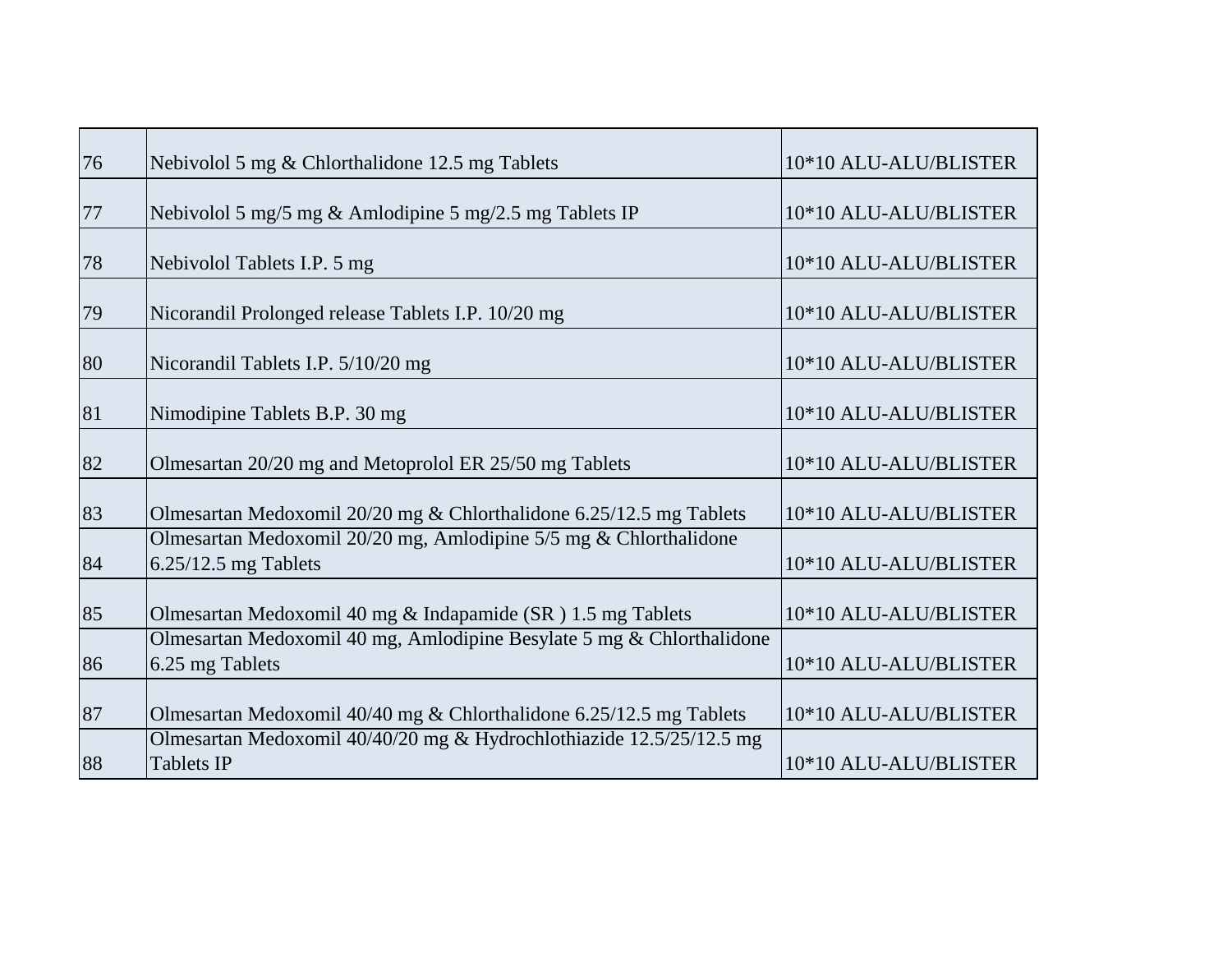| | | |
|---|---|---|
| 76 | Nebivolol 5 mg & Chlorthalidone 12.5 mg Tablets | 10*10 ALU-ALU/BLISTER |
| 77 | Nebivolol 5 mg/5 mg & Amlodipine 5 mg/2.5 mg Tablets IP | 10*10 ALU-ALU/BLISTER |
| 78 | Nebivolol Tablets I.P. 5 mg | 10*10 ALU-ALU/BLISTER |
| 79 | Nicorandil Prolonged release Tablets I.P. 10/20 mg | 10*10 ALU-ALU/BLISTER |
| 80 | Nicorandil Tablets I.P. 5/10/20 mg | 10*10 ALU-ALU/BLISTER |
| 81 | Nimodipine Tablets B.P. 30 mg | 10*10 ALU-ALU/BLISTER |
| 82 | Olmesartan 20/20 mg and Metoprolol ER 25/50 mg Tablets | 10*10 ALU-ALU/BLISTER |
| 83 | Olmesartan Medoxomil 20/20 mg & Chlorthalidone 6.25/12.5 mg Tablets | 10*10 ALU-ALU/BLISTER |
| 84 | Olmesartan Medoxomil 20/20 mg, Amlodipine 5/5 mg & Chlorthalidone 6.25/12.5 mg Tablets | 10*10 ALU-ALU/BLISTER |
| 85 | Olmesartan Medoxomil 40 mg & Indapamide (SR ) 1.5 mg Tablets | 10*10 ALU-ALU/BLISTER |
| 86 | Olmesartan Medoxomil 40 mg, Amlodipine Besylate 5 mg & Chlorthalidone 6.25 mg Tablets | 10*10 ALU-ALU/BLISTER |
| 87 | Olmesartan Medoxomil 40/40 mg & Chlorthalidone 6.25/12.5 mg Tablets | 10*10 ALU-ALU/BLISTER |
| 88 | Olmesartan Medoxomil 40/40/20 mg & Hydrochlothiazide 12.5/25/12.5 mg Tablets IP | 10*10 ALU-ALU/BLISTER |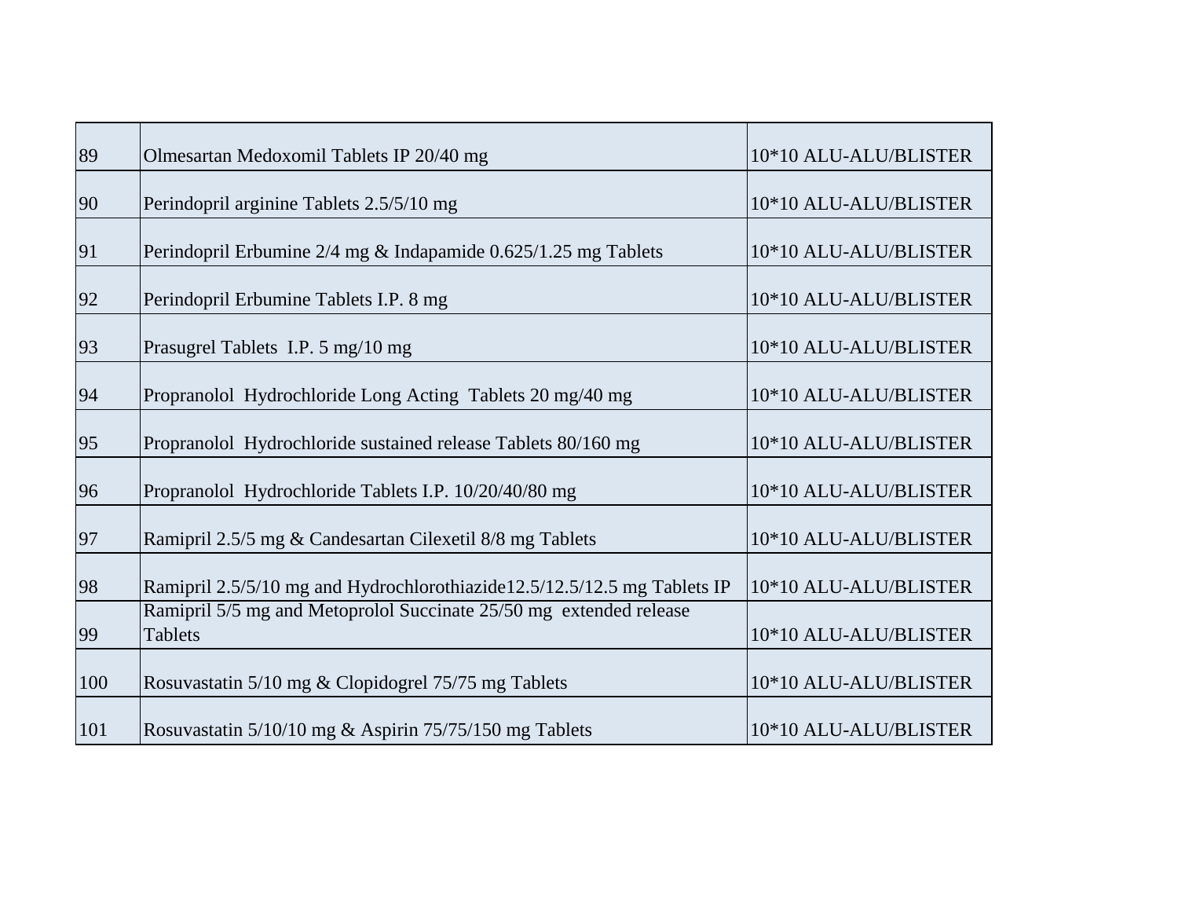| | | |
|---|---|---|
| 89 | Olmesartan Medoxomil Tablets IP 20/40 mg | 10*10 ALU-ALU/BLISTER |
| 90 | Perindopril arginine Tablets 2.5/5/10 mg | 10*10 ALU-ALU/BLISTER |
| 91 | Perindopril Erbumine 2/4 mg & Indapamide 0.625/1.25 mg Tablets | 10*10 ALU-ALU/BLISTER |
| 92 | Perindopril Erbumine Tablets I.P. 8 mg | 10*10 ALU-ALU/BLISTER |
| 93 | Prasugrel Tablets I.P. 5 mg/10 mg | 10*10 ALU-ALU/BLISTER |
| 94 | Propranolol Hydrochloride Long Acting Tablets 20 mg/40 mg | 10*10 ALU-ALU/BLISTER |
| 95 | Propranolol Hydrochloride sustained release Tablets 80/160 mg | 10*10 ALU-ALU/BLISTER |
| 96 | Propranolol Hydrochloride Tablets I.P. 10/20/40/80 mg | 10*10 ALU-ALU/BLISTER |
| 97 | Ramipril 2.5/5 mg & Candesartan Cilexetil 8/8 mg Tablets | 10*10 ALU-ALU/BLISTER |
| 98 | Ramipril 2.5/5/10 mg and Hydrochlorothiazide12.5/12.5/12.5 mg Tablets IP | 10*10 ALU-ALU/BLISTER |
| 99 | Ramipril 5/5 mg and Metoprolol Succinate 25/50 mg extended release Tablets | 10*10 ALU-ALU/BLISTER |
| 100 | Rosuvastatin 5/10 mg & Clopidogrel 75/75 mg Tablets | 10*10 ALU-ALU/BLISTER |
| 101 | Rosuvastatin 5/10/10 mg & Aspirin 75/75/150 mg Tablets | 10*10 ALU-ALU/BLISTER |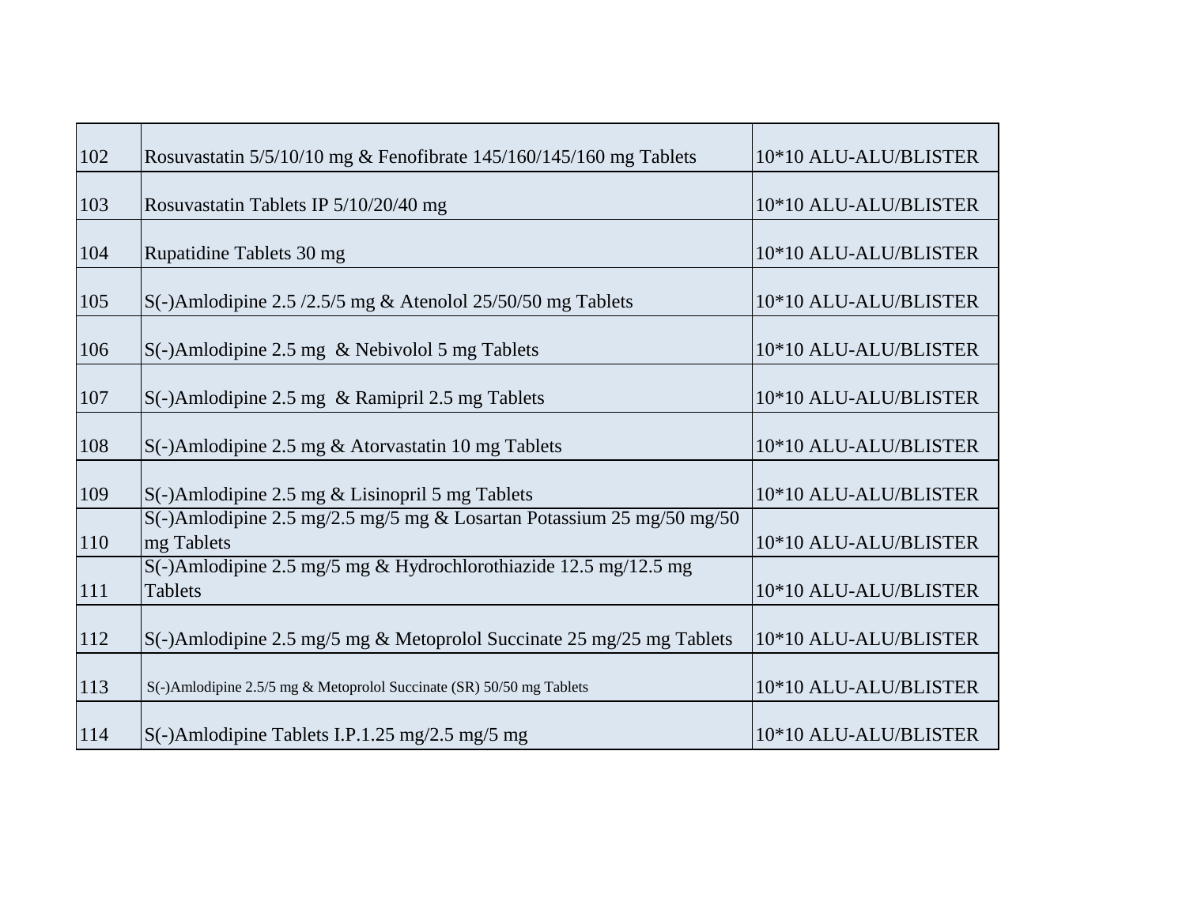| | | |
|---|---|---|
| 102 | Rosuvastatin 5/5/10/10 mg & Fenofibrate 145/160/145/160 mg Tablets | 10*10 ALU-ALU/BLISTER |
| 103 | Rosuvastatin Tablets IP 5/10/20/40 mg | 10*10 ALU-ALU/BLISTER |
| 104 | Rupatidine Tablets 30 mg | 10*10 ALU-ALU/BLISTER |
| 105 | S(-)Amlodipine 2.5 /2.5/5 mg & Atenolol 25/50/50 mg Tablets | 10*10 ALU-ALU/BLISTER |
| 106 | S(-)Amlodipine 2.5 mg & Nebivolol 5 mg Tablets | 10*10 ALU-ALU/BLISTER |
| 107 | S(-)Amlodipine 2.5 mg & Ramipril 2.5 mg Tablets | 10*10 ALU-ALU/BLISTER |
| 108 | S(-)Amlodipine 2.5 mg & Atorvastatin 10 mg Tablets | 10*10 ALU-ALU/BLISTER |
| 109 | S(-)Amlodipine 2.5 mg & Lisinopril 5 mg Tablets | 10*10 ALU-ALU/BLISTER |
| 110 | S(-)Amlodipine 2.5 mg/2.5 mg/5 mg & Losartan Potassium 25 mg/50 mg/50 mg Tablets | 10*10 ALU-ALU/BLISTER |
| 111 | S(-)Amlodipine 2.5 mg/5 mg & Hydrochlorothiazide 12.5 mg/12.5 mg Tablets | 10*10 ALU-ALU/BLISTER |
| 112 | S(-)Amlodipine 2.5 mg/5 mg & Metoprolol Succinate 25 mg/25 mg Tablets | 10*10 ALU-ALU/BLISTER |
| 113 | S(-)Amlodipine 2.5/5 mg & Metoprolol Succinate (SR) 50/50 mg Tablets | 10*10 ALU-ALU/BLISTER |
| 114 | S(-)Amlodipine Tablets I.P.1.25 mg/2.5 mg/5 mg | 10*10 ALU-ALU/BLISTER |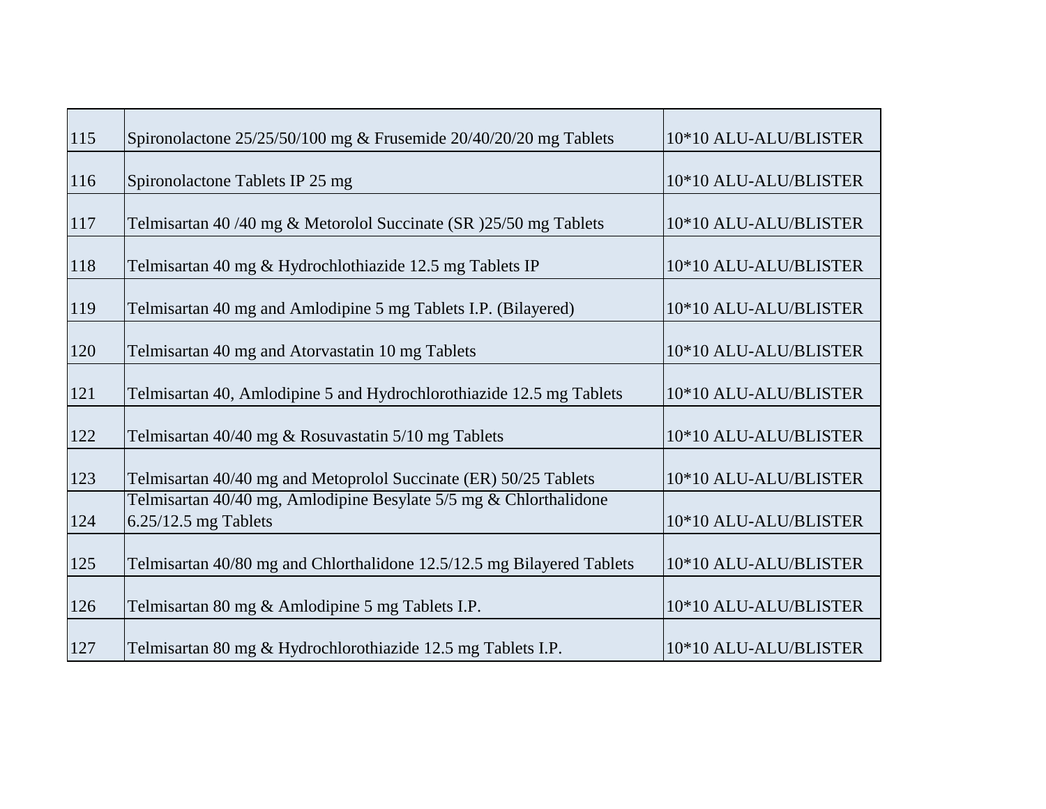| | | |
|---|---|---|
| 115 | Spironolactone 25/25/50/100 mg & Frusemide 20/40/20/20 mg Tablets | 10*10 ALU-ALU/BLISTER |
| 116 | Spironolactone Tablets IP 25 mg | 10*10 ALU-ALU/BLISTER |
| 117 | Telmisartan 40 /40 mg & Metorolol Succinate (SR )25/50 mg Tablets | 10*10 ALU-ALU/BLISTER |
| 118 | Telmisartan 40 mg & Hydrochlothiazide 12.5 mg Tablets IP | 10*10 ALU-ALU/BLISTER |
| 119 | Telmisartan 40 mg and Amlodipine 5 mg Tablets I.P. (Bilayered) | 10*10 ALU-ALU/BLISTER |
| 120 | Telmisartan 40 mg and Atorvastatin 10 mg Tablets | 10*10 ALU-ALU/BLISTER |
| 121 | Telmisartan 40, Amlodipine 5 and Hydrochlorothiazide 12.5 mg Tablets | 10*10 ALU-ALU/BLISTER |
| 122 | Telmisartan 40/40 mg & Rosuvastatin 5/10 mg Tablets | 10*10 ALU-ALU/BLISTER |
| 123 | Telmisartan 40/40 mg and Metoprolol Succinate (ER) 50/25 Tablets | 10*10 ALU-ALU/BLISTER |
| 124 | Telmisartan 40/40 mg, Amlodipine Besylate 5/5 mg & Chlorthalidone 6.25/12.5 mg Tablets | 10*10 ALU-ALU/BLISTER |
| 125 | Telmisartan 40/80 mg and Chlorthalidone 12.5/12.5 mg Bilayered Tablets | 10*10 ALU-ALU/BLISTER |
| 126 | Telmisartan 80 mg & Amlodipine 5 mg Tablets I.P. | 10*10 ALU-ALU/BLISTER |
| 127 | Telmisartan 80 mg & Hydrochlorothiazide 12.5 mg Tablets I.P. | 10*10 ALU-ALU/BLISTER |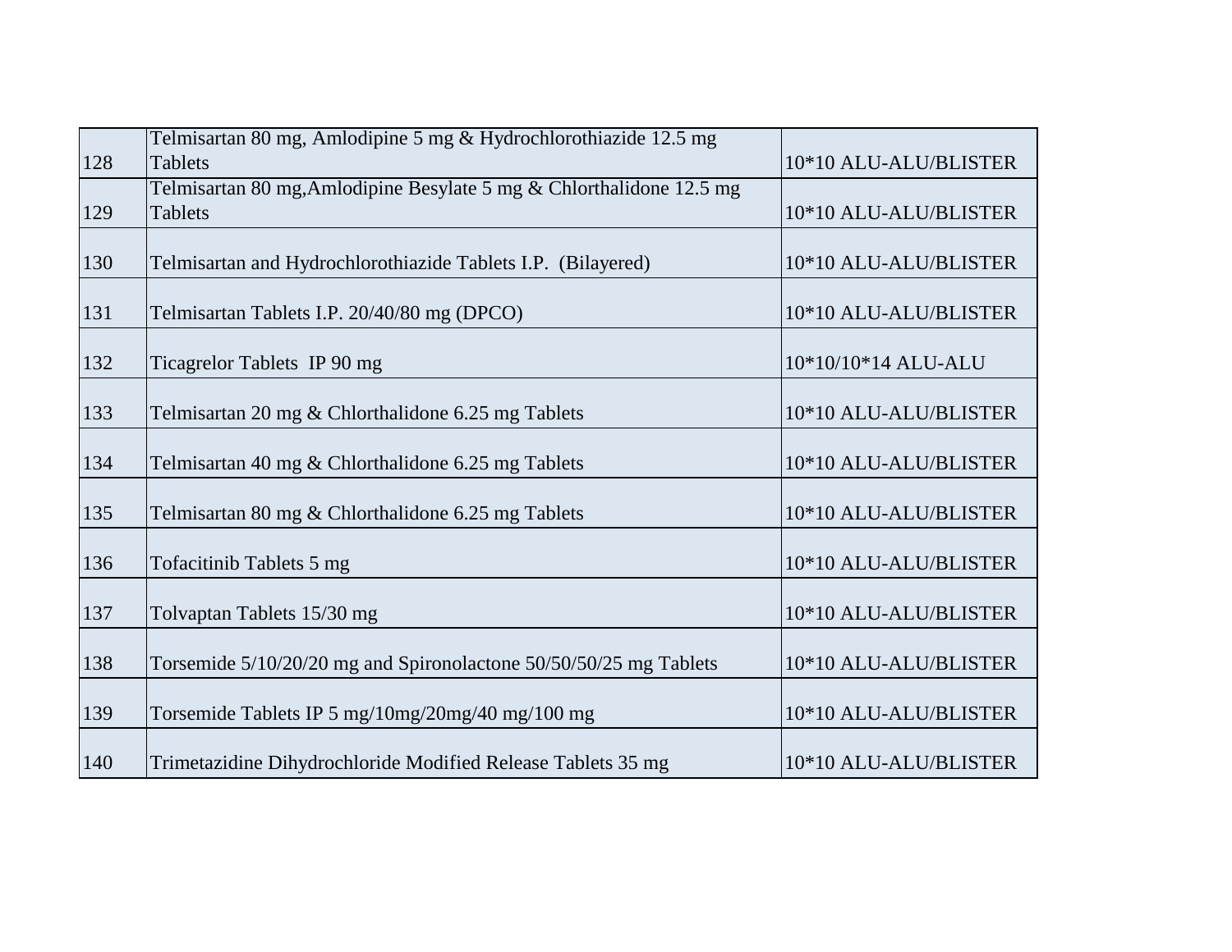| | | |
|---|---|---|
| 128 | Telmisartan 80 mg, Amlodipine 5 mg & Hydrochlorothiazide 12.5 mg Tablets | 10*10 ALU-ALU/BLISTER |
| 129 | Telmisartan 80 mg,Amlodipine Besylate 5 mg & Chlorthalidone 12.5 mg Tablets | 10*10 ALU-ALU/BLISTER |
| 130 | Telmisartan and Hydrochlorothiazide Tablets I.P. (Bilayered) | 10*10 ALU-ALU/BLISTER |
| 131 | Telmisartan Tablets I.P. 20/40/80 mg (DPCO) | 10*10 ALU-ALU/BLISTER |
| 132 | Ticagrelor Tablets IP 90 mg | 10*10/10*14 ALU-ALU |
| 133 | Telmisartan 20 mg & Chlorthalidone 6.25 mg Tablets | 10*10 ALU-ALU/BLISTER |
| 134 | Telmisartan 40 mg & Chlorthalidone 6.25 mg Tablets | 10*10 ALU-ALU/BLISTER |
| 135 | Telmisartan 80 mg & Chlorthalidone 6.25 mg Tablets | 10*10 ALU-ALU/BLISTER |
| 136 | Tofacitinib Tablets 5 mg | 10*10 ALU-ALU/BLISTER |
| 137 | Tolvaptan Tablets 15/30 mg | 10*10 ALU-ALU/BLISTER |
| 138 | Torsemide 5/10/20/20 mg and Spironolactone 50/50/50/25 mg Tablets | 10*10 ALU-ALU/BLISTER |
| 139 | Torsemide Tablets IP 5 mg/10mg/20mg/40 mg/100 mg | 10*10 ALU-ALU/BLISTER |
| 140 | Trimetazidine Dihydrochloride Modified Release Tablets 35 mg | 10*10 ALU-ALU/BLISTER |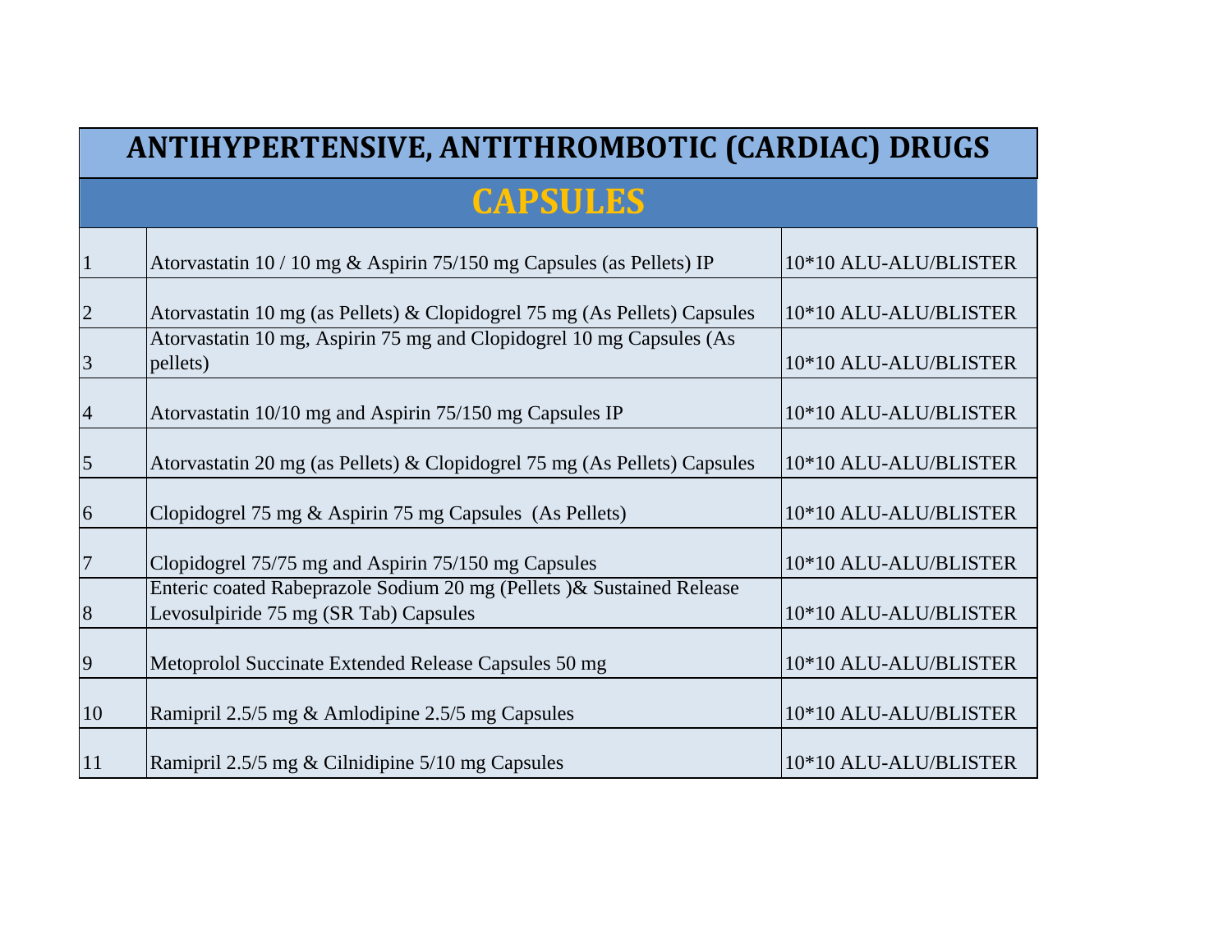# ANTIHYPERTENSIVE, ANTITHROMBOTIC (CARDIAC) DRUGS

## CAPSULES

| | | |
|---|---|---|
| 1 | Atorvastatin 10 / 10 mg & Aspirin 75/150 mg Capsules (as Pellets) IP | 10*10 ALU-ALU/BLISTER |
| 2 | Atorvastatin 10 mg (as Pellets) & Clopidogrel 75 mg (As Pellets) Capsules | 10*10 ALU-ALU/BLISTER |
| 3 | Atorvastatin 10 mg, Aspirin 75 mg and Clopidogrel 10 mg Capsules (As pellets) | 10*10 ALU-ALU/BLISTER |
| 4 | Atorvastatin 10/10 mg and Aspirin 75/150 mg Capsules IP | 10*10 ALU-ALU/BLISTER |
| 5 | Atorvastatin 20 mg (as Pellets) & Clopidogrel 75 mg (As Pellets) Capsules | 10*10 ALU-ALU/BLISTER |
| 6 | Clopidogrel 75 mg & Aspirin 75 mg Capsules (As Pellets) | 10*10 ALU-ALU/BLISTER |
| 7 | Clopidogrel 75/75 mg and Aspirin 75/150 mg Capsules | 10*10 ALU-ALU/BLISTER |
| 8 | Enteric coated Rabeprazole Sodium 20 mg (Pellets )& Sustained Release Levosulpiride 75 mg (SR Tab) Capsules | 10*10 ALU-ALU/BLISTER |
| 9 | Metoprolol Succinate Extended Release Capsules 50 mg | 10*10 ALU-ALU/BLISTER |
| 10 | Ramipril 2.5/5 mg & Amlodipine 2.5/5 mg Capsules | 10*10 ALU-ALU/BLISTER |
| 11 | Ramipril 2.5/5 mg & Cilnidipine 5/10 mg Capsules | 10*10 ALU-ALU/BLISTER |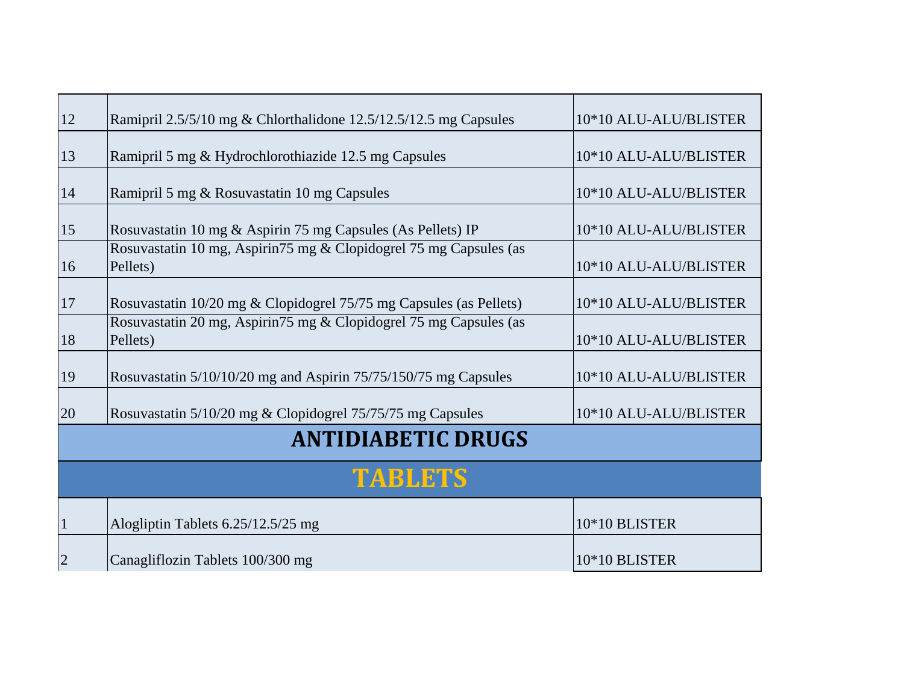| | | |
|---|---|---|
| 12 | Ramipril 2.5/5/10 mg & Chlorthalidone 12.5/12.5/12.5 mg Capsules | 10*10 ALU-ALU/BLISTER |
| 13 | Ramipril 5 mg & Hydrochlorothiazide 12.5 mg Capsules | 10*10 ALU-ALU/BLISTER |
| 14 | Ramipril 5 mg & Rosuvastatin 10 mg Capsules | 10*10 ALU-ALU/BLISTER |
| 15 | Rosuvastatin 10 mg & Aspirin 75 mg Capsules (As Pellets) IP | 10*10 ALU-ALU/BLISTER |
| 16 | Rosuvastatin 10 mg, Aspirin75 mg & Clopidogrel 75 mg Capsules (as Pellets) | 10*10 ALU-ALU/BLISTER |
| 17 | Rosuvastatin 10/20 mg & Clopidogrel 75/75 mg Capsules (as Pellets) | 10*10 ALU-ALU/BLISTER |
| 18 | Rosuvastatin 20 mg, Aspirin75 mg & Clopidogrel 75 mg Capsules (as Pellets) | 10*10 ALU-ALU/BLISTER |
| 19 | Rosuvastatin 5/10/10/20 mg and Aspirin 75/75/150/75 mg Capsules | 10*10 ALU-ALU/BLISTER |
| 20 | Rosuvastatin 5/10/20 mg & Clopidogrel 75/75/75 mg Capsules | 10*10 ALU-ALU/BLISTER |

## ANTIDIABETIC DRUGS

## TABLETS

| | | |
|---|---|---|
| 1 | Alogliptin Tablets 6.25/12.5/25 mg | 10*10 BLISTER |
| 2 | Canagliflozin Tablets 100/300 mg | 10*10 BLISTER |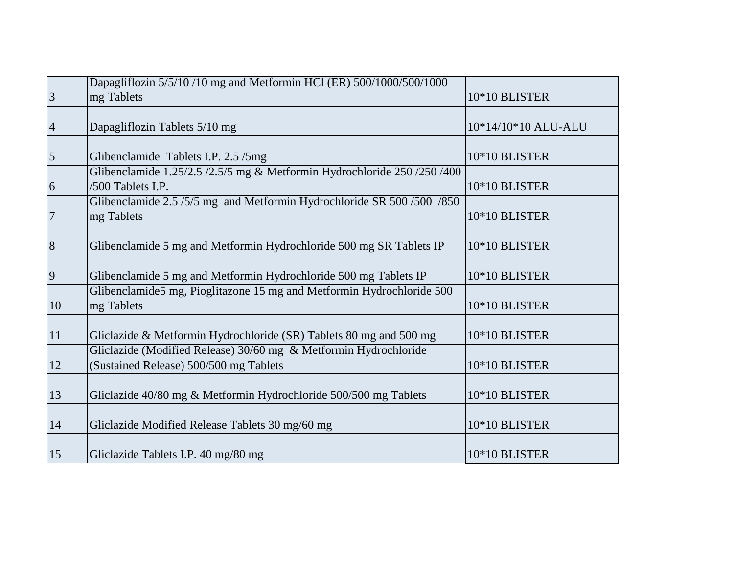| | | |
|---|---|---|
| 3 | Dapagliflozin 5/5/10 /10 mg and Metformin HCl (ER) 500/1000/500/1000 mg Tablets | 10*10 BLISTER |
| 4 | Dapagliflozin Tablets 5/10 mg | 10*14/10*10 ALU-ALU |
| 5 | Glibenclamide  Tablets I.P. 2.5 /5mg | 10*10 BLISTER |
| 6 | Glibenclamide 1.25/2.5 /2.5/5 mg & Metformin Hydrochloride 250 /250 /400 /500 Tablets I.P. | 10*10 BLISTER |
| 7 | Glibenclamide 2.5 /5/5 mg  and Metformin Hydrochloride SR 500 /500  /850 mg Tablets | 10*10 BLISTER |
| 8 | Glibenclamide 5 mg and Metformin Hydrochloride 500 mg SR Tablets IP | 10*10 BLISTER |
| 9 | Glibenclamide 5 mg and Metformin Hydrochloride 500 mg Tablets IP | 10*10 BLISTER |
| 10 | Glibenclamide5 mg, Pioglitazone 15 mg and Metformin Hydrochloride 500 mg Tablets | 10*10 BLISTER |
| 11 | Gliclazide & Metformin Hydrochloride (SR) Tablets 80 mg and 500 mg | 10*10 BLISTER |
| 12 | Gliclazide (Modified Release) 30/60 mg  & Metformin Hydrochloride (Sustained Release) 500/500 mg Tablets | 10*10 BLISTER |
| 13 | Gliclazide 40/80 mg & Metformin Hydrochloride 500/500 mg Tablets | 10*10 BLISTER |
| 14 | Gliclazide Modified Release Tablets 30 mg/60 mg | 10*10 BLISTER |
| 15 | Gliclazide Tablets I.P. 40 mg/80 mg | 10*10 BLISTER |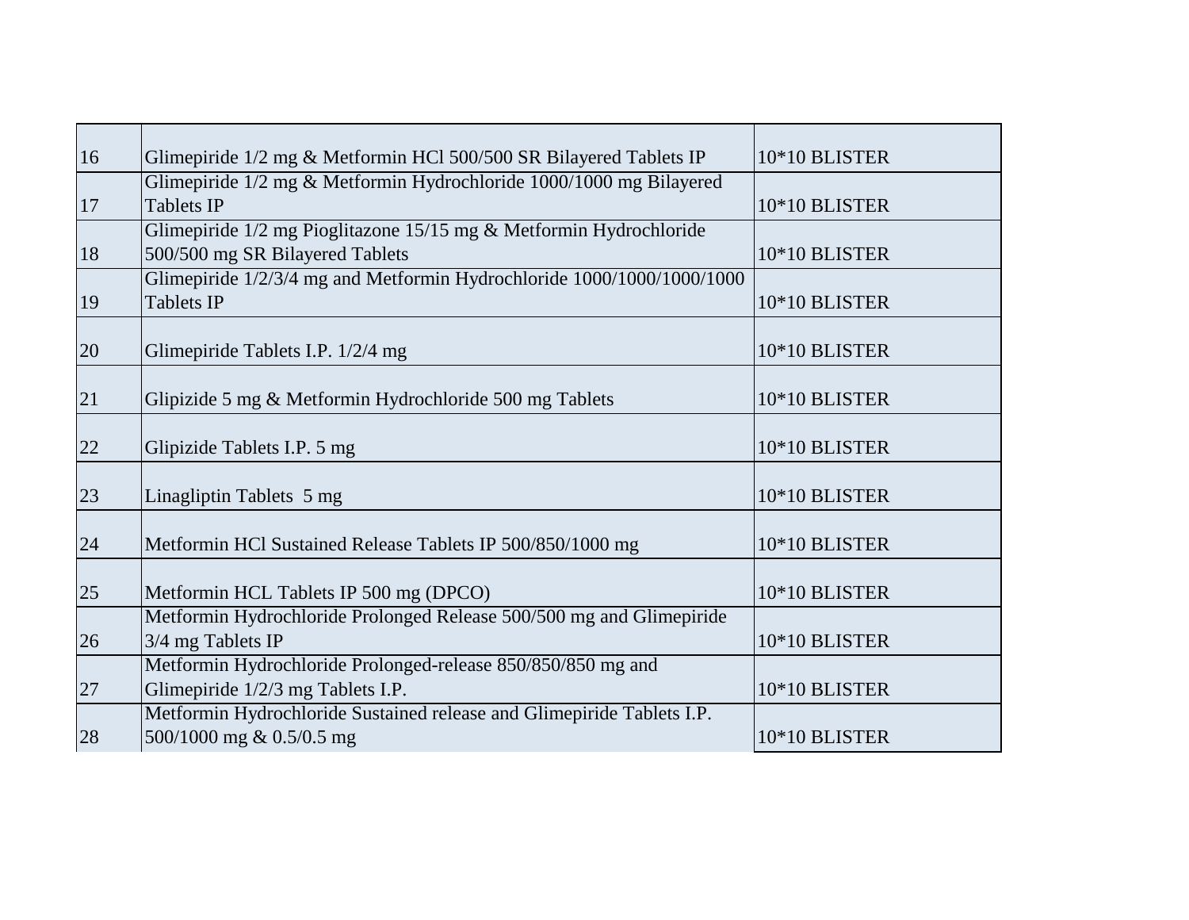| | | |
|---|---|---|
| 16 | Glimepiride 1/2 mg & Metformin HCl 500/500 SR Bilayered Tablets IP | 10*10 BLISTER |
| 17 | Glimepiride 1/2 mg & Metformin Hydrochloride 1000/1000 mg Bilayered Tablets IP | 10*10 BLISTER |
| 18 | Glimepiride 1/2 mg Pioglitazone 15/15 mg & Metformin Hydrochloride 500/500 mg SR Bilayered Tablets | 10*10 BLISTER |
| 19 | Glimepiride 1/2/3/4 mg and Metformin Hydrochloride 1000/1000/1000/1000 Tablets IP | 10*10 BLISTER |
| 20 | Glimepiride Tablets I.P. 1/2/4 mg | 10*10 BLISTER |
| 21 | Glipizide 5 mg & Metformin Hydrochloride 500 mg Tablets | 10*10 BLISTER |
| 22 | Glipizide Tablets I.P. 5 mg | 10*10 BLISTER |
| 23 | Linagliptin Tablets 5 mg | 10*10 BLISTER |
| 24 | Metformin HCl Sustained Release Tablets IP 500/850/1000 mg | 10*10 BLISTER |
| 25 | Metformin HCL Tablets IP 500 mg (DPCO) | 10*10 BLISTER |
| 26 | Metformin Hydrochloride Prolonged Release 500/500 mg and Glimepiride 3/4 mg Tablets IP | 10*10 BLISTER |
| 27 | Metformin Hydrochloride Prolonged-release 850/850/850 mg and Glimepiride 1/2/3 mg Tablets I.P. | 10*10 BLISTER |
| 28 | Metformin Hydrochloride Sustained release and Glimepiride Tablets I.P. 500/1000 mg & 0.5/0.5 mg | 10*10 BLISTER |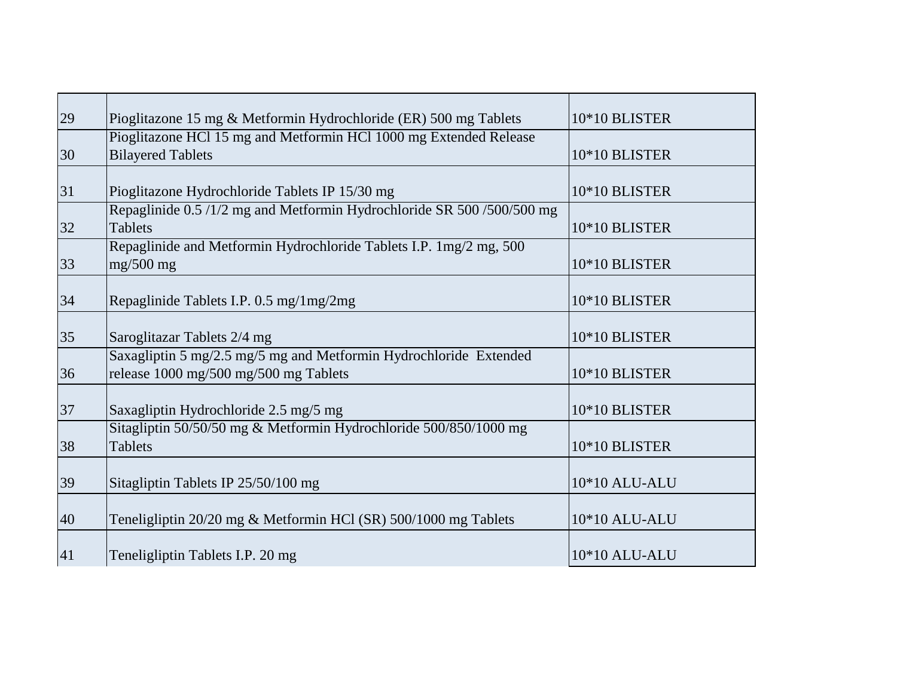| | | |
|---|---|---|
| 29 | Pioglitazone 15 mg & Metformin Hydrochloride (ER) 500 mg Tablets | 10*10 BLISTER |
| 30 | Pioglitazone HCl 15 mg and Metformin HCl 1000 mg Extended Release Bilayered Tablets | 10*10 BLISTER |
| 31 | Pioglitazone Hydrochloride Tablets IP 15/30 mg | 10*10 BLISTER |
| 32 | Repaglinide 0.5 /1/2 mg and Metformin Hydrochloride SR 500 /500/500 mg Tablets | 10*10 BLISTER |
| 33 | Repaglinide and Metformin Hydrochloride Tablets I.P. 1mg/2 mg, 500 mg/500 mg | 10*10 BLISTER |
| 34 | Repaglinide Tablets I.P. 0.5 mg/1mg/2mg | 10*10 BLISTER |
| 35 | Saroglitazar Tablets 2/4 mg | 10*10 BLISTER |
| 36 | Saxagliptin 5 mg/2.5 mg/5 mg and Metformin Hydrochloride Extended release 1000 mg/500 mg/500 mg Tablets | 10*10 BLISTER |
| 37 | Saxagliptin Hydrochloride 2.5 mg/5 mg | 10*10 BLISTER |
| 38 | Sitagliptin 50/50/50 mg & Metformin Hydrochloride 500/850/1000 mg Tablets | 10*10 BLISTER |
| 39 | Sitagliptin Tablets IP 25/50/100 mg | 10*10 ALU-ALU |
| 40 | Teneligliptin 20/20 mg & Metformin HCl (SR) 500/1000 mg Tablets | 10*10 ALU-ALU |
| 41 | Teneligliptin Tablets I.P. 20 mg | 10*10 ALU-ALU |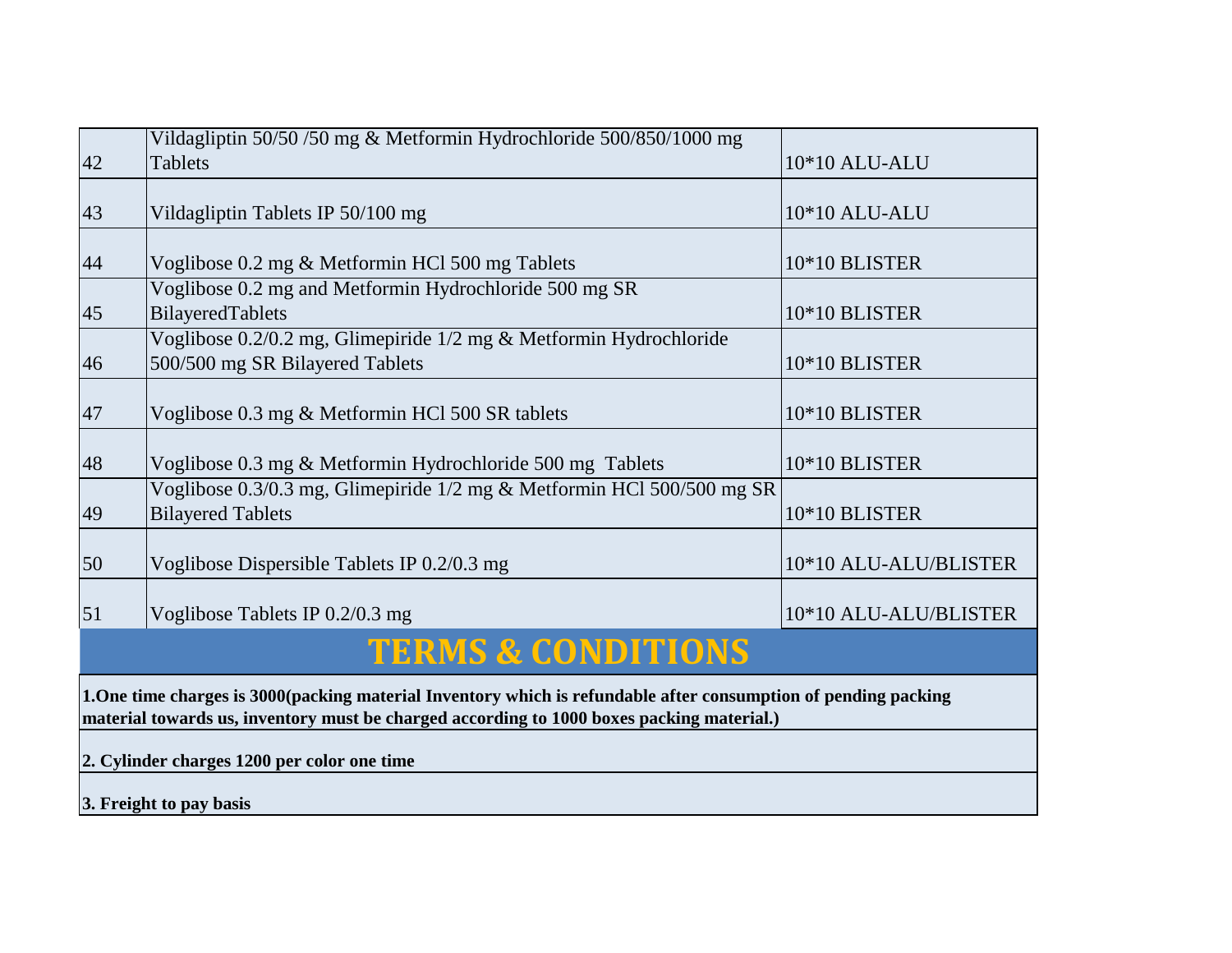| | | |
|---|---|---|
| 42 | Vildagliptin 50/50 /50 mg & Metformin Hydrochloride 500/850/1000 mg Tablets | 10*10 ALU-ALU |
| 43 | Vildagliptin Tablets IP 50/100 mg | 10*10 ALU-ALU |
| 44 | Voglibose 0.2 mg & Metformin HCl 500 mg Tablets | 10*10 BLISTER |
| 45 | Voglibose 0.2 mg and Metformin Hydrochloride 500 mg SR BilayeredTablets | 10*10 BLISTER |
| 46 | Voglibose 0.2/0.2 mg, Glimepiride 1/2 mg & Metformin Hydrochloride 500/500 mg SR Bilayered Tablets | 10*10 BLISTER |
| 47 | Voglibose 0.3 mg & Metformin HCl 500 SR tablets | 10*10 BLISTER |
| 48 | Voglibose 0.3 mg & Metformin Hydrochloride 500 mg Tablets | 10*10 BLISTER |
| 49 | Voglibose 0.3/0.3 mg, Glimepiride 1/2 mg & Metformin HCl 500/500 mg SR Bilayered Tablets | 10*10 BLISTER |
| 50 | Voglibose Dispersible Tablets IP 0.2/0.3 mg | 10*10 ALU-ALU/BLISTER |
| 51 | Voglibose Tablets IP 0.2/0.3 mg | 10*10 ALU-ALU/BLISTER |

# TERMS & CONDITIONS

**1.One time charges is 3000(packing material Inventory which is refundable after consumption of pending packing material towards us, inventory must be charged according to 1000 boxes packing material.)**

**2. Cylinder charges 1200 per color one time**

**3. Freight to pay basis**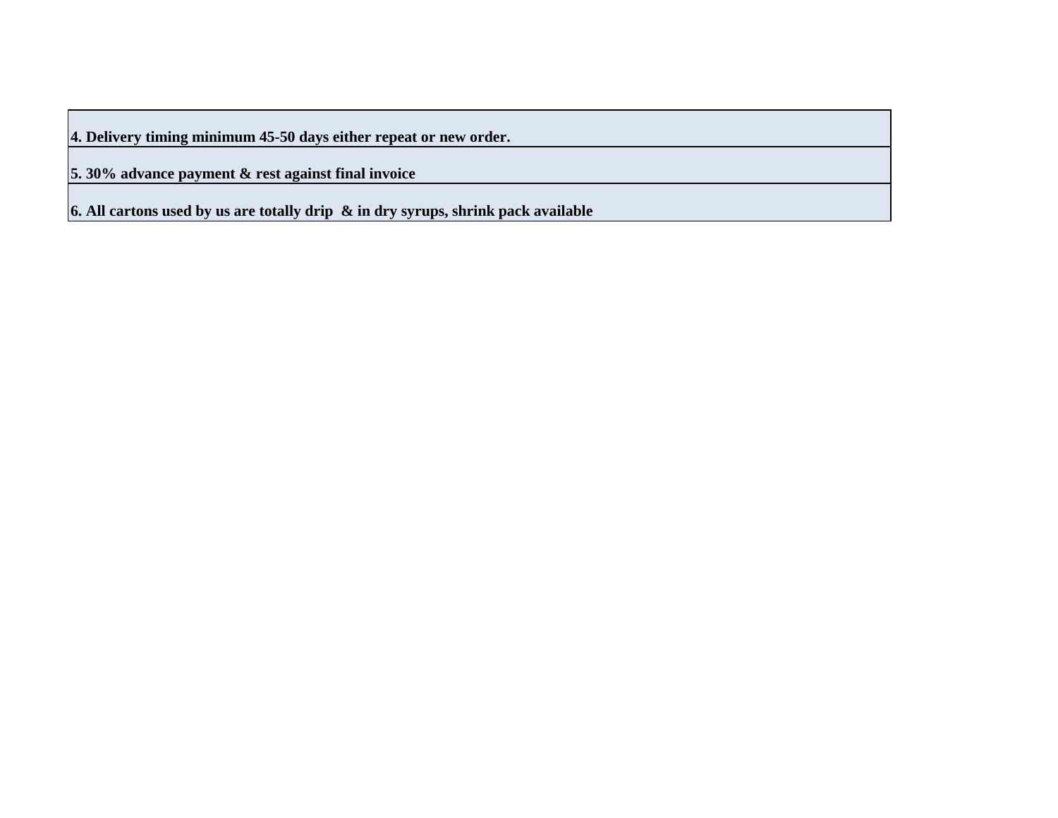| |
|---|
| **4. Delivery timing minimum 45-50 days either repeat or new order.** |
| **5. 30% advance payment & rest against final invoice** |
| **6. All cartons used by us are totally drip  & in dry syrups, shrink pack available** |